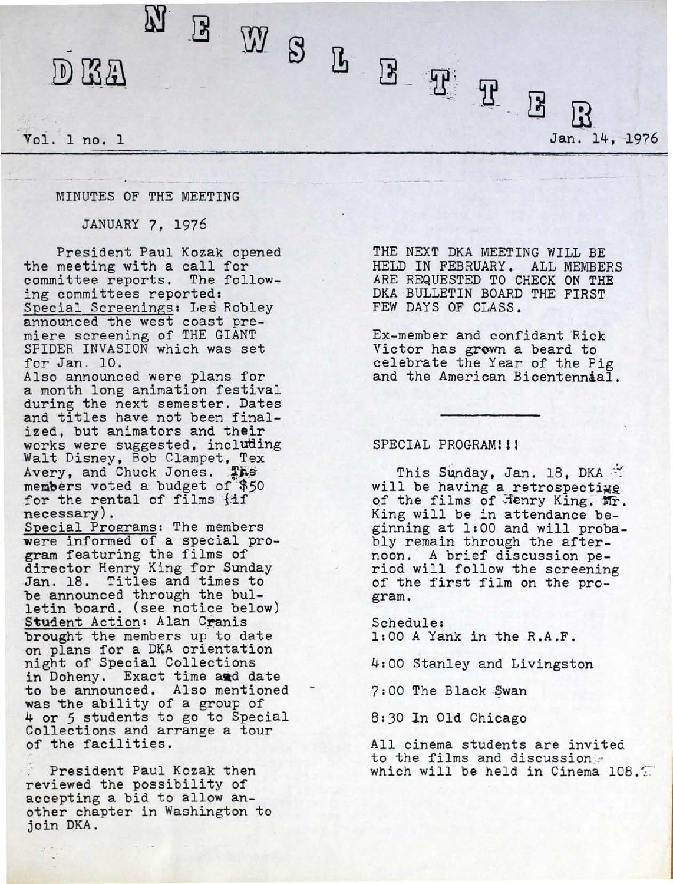# DKA NEWSLETTER

Vol. 1 no. 1 Jan. 14, 1976

## MINUTES OF THE MEETING

### JANUARY 7, 1976

President Paul Kozak opened the meeting with a call for committee reports. The following committees reported:

Special Screenings: Les Robley announced the west coast premiere screening of THE GIANT SPIDER INVASION which was set for Jan. 10.

Also announced were plans for a month long animation festival during the next semester. Dates and titles have not been finalized, but animators and their works were suggested, including Walt Disney, Bob Clampet, Tex Avery, and Chuck Jones. The members voted a budget of $50 for the rental of films (if necessary).

Special Programs: The members were informed of a special program featuring the films of director Henry King for Sunday Jan. 18. Titles and times to be announced through the bulletin board. (see notice below)

Student Action: Alan Cranis brought the members up to date on plans for a DKA orientation night of Special Collections in Doheny. Exact time and date to be announced. Also mentioned was the ability of a group of 4 or 5 students to go to Special Collections and arrange a tour of the facilities.

President Paul Kozak then reviewed the possibility of accepting a bid to allow another chapter in Washington to join DKA.

THE NEXT DKA MEETING WILL BE HELD IN FEBRUARY. ALL MEMBERS ARE REQUESTED TO CHECK ON THE DKA BULLETIN BOARD THE FIRST FEW DAYS OF CLASS.

Ex-member and confidant Rick Victor has grown a beard to celebrate the Year of the Pig and the American Bicentennial.

---

## SPECIAL PROGRAM!!!

This Sunday, Jan. 18, DKA will be having a retrospective of the films of Henry King. Mr. King will be in attendance beginning at 1:00 and will probably remain through the afternoon. A brief discussion period will follow the screening of the first film on the program.

Schedule:

1:00 A Yank in the R.A.F.

4:00 Stanley and Livingston

7:00 The Black Swan

8:30 In Old Chicago

All cinema students are invited to the films and discussion which will be held in Cinema 108.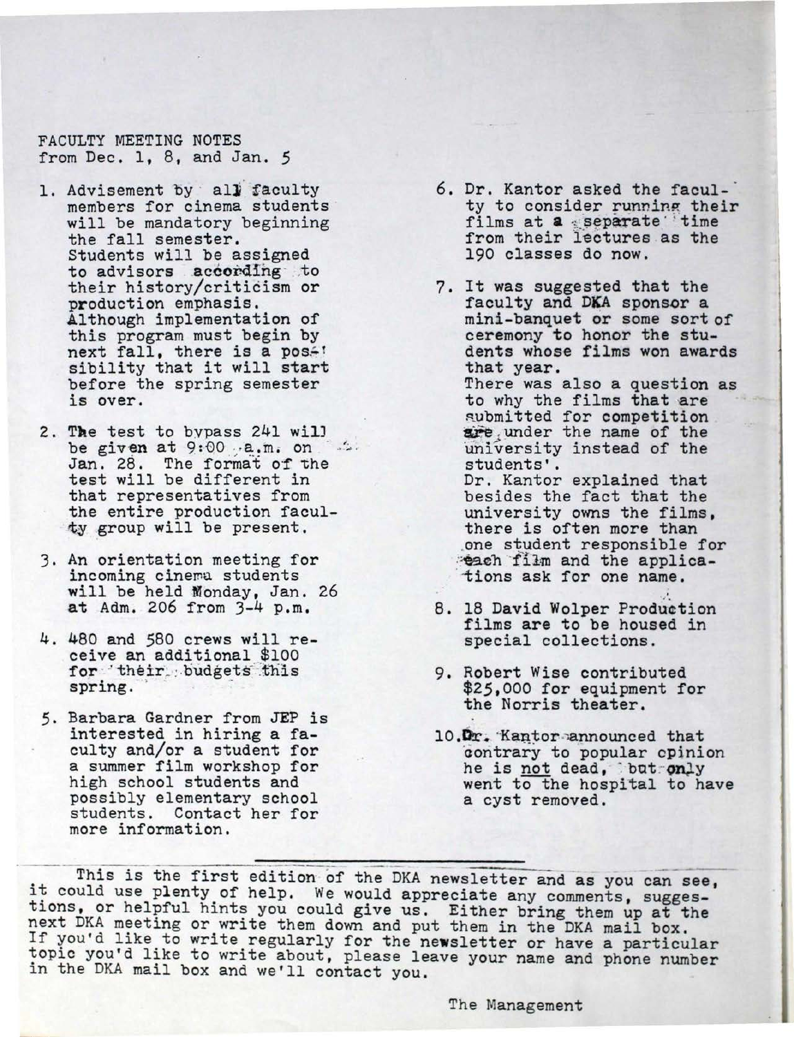FACULTY MEETING NOTES
from Dec. 1, 8, and Jan. 5

1. Advisement by all faculty members for cinema students will be mandatory beginning the fall semester. Students will be assigned to advisors according to their history/criticism or production emphasis. Although implementation of this program must begin by next fall, there is a possibility that it will start before the spring semester is over.

2. The test to bypass 241 will be given at 9:00 a.m. on Jan. 28. The format of the test will be different in that representatives from the entire production faculty group will be present.

3. An orientation meeting for incoming cinema students will be held Monday, Jan. 26 at Adm. 206 from 3-4 p.m.

4. 480 and 580 crews will receive an additional $100 for their budgets this spring.

5. Barbara Gardner from JEP is interested in hiring a faculty and/or a student for a summer film workshop for high school students and possibly elementary school students. Contact her for more information.

6. Dr. Kantor asked the faculty to consider running their films at a separate time from their lectures as the 190 classes do now.

7. It was suggested that the faculty and DKA sponsor a mini-banquet or some sort of ceremony to honor the students whose films won awards that year. There was also a question as to why the films that are submitted for competition are under the name of the university instead of the students'. Dr. Kantor explained that besides the fact that the university owns the films, there is often more than one student responsible for each film and the applications ask for one name.

8. 18 David Wolper Production films are to be housed in special collections.

9. Robert Wise contributed $25,000 for equipment for the Norris theater.

10. Dr. Kantor announced that contrary to popular opinion he is not dead, but only went to the hospital to have a cyst removed.

---

This is the first edition of the DKA newsletter and as you can see, it could use plenty of help. We would appreciate any comments, suggestions, or helpful hints you could give us. Either bring them up at the next DKA meeting or write them down and put them in the DKA mail box. If you'd like to write regularly for the newsletter or have a particular topic you'd like to write about, please leave your name and phone number in the DKA mail box and we'll contact you.

The Management